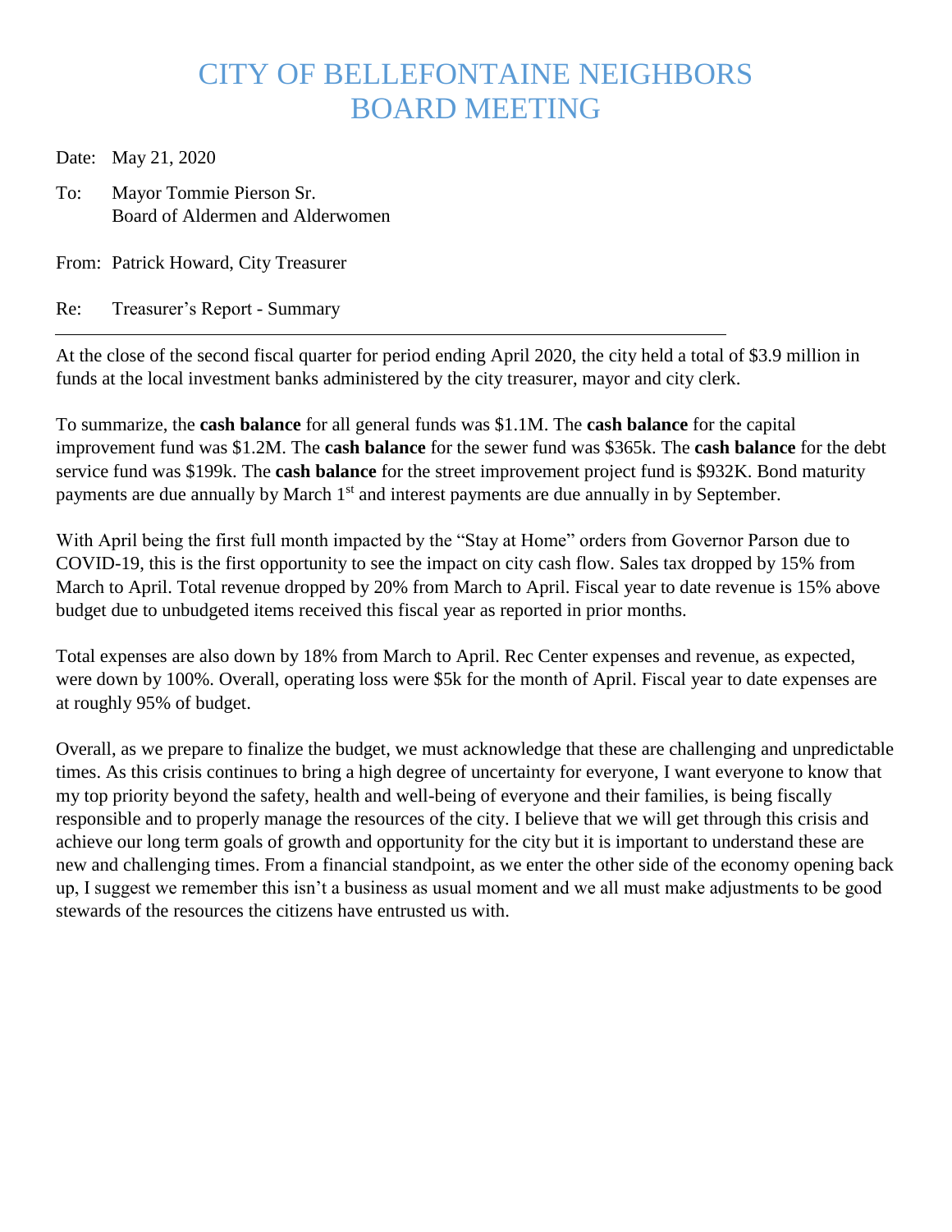# CITY OF BELLEFONTAINE NEIGHBORS
# BOARD MEETING

Date: May 21, 2020

To: Mayor Tommie Pierson Sr.
Board of Aldermen and Alderwomen

From: Patrick Howard, City Treasurer

Re: Treasurer's Report - Summary

---

At the close of the second fiscal quarter for period ending April 2020, the city held a total of $3.9 million in funds at the local investment banks administered by the city treasurer, mayor and city clerk.

To summarize, the **cash balance** for all general funds was $1.1M. The **cash balance** for the capital improvement fund was $1.2M. The **cash balance** for the sewer fund was $365k. The **cash balance** for the debt service fund was $199k. The **cash balance** for the street improvement project fund is $932K. Bond maturity payments are due annually by March 1st and interest payments are due annually in by September.

With April being the first full month impacted by the "Stay at Home" orders from Governor Parson due to COVID-19, this is the first opportunity to see the impact on city cash flow. Sales tax dropped by 15% from March to April. Total revenue dropped by 20% from March to April. Fiscal year to date revenue is 15% above budget due to unbudgeted items received this fiscal year as reported in prior months.

Total expenses are also down by 18% from March to April. Rec Center expenses and revenue, as expected, were down by 100%. Overall, operating loss were $5k for the month of April. Fiscal year to date expenses are at roughly 95% of budget.

Overall, as we prepare to finalize the budget, we must acknowledge that these are challenging and unpredictable times. As this crisis continues to bring a high degree of uncertainty for everyone, I want everyone to know that my top priority beyond the safety, health and well-being of everyone and their families, is being fiscally responsible and to properly manage the resources of the city. I believe that we will get through this crisis and achieve our long term goals of growth and opportunity for the city but it is important to understand these are new and challenging times. From a financial standpoint, as we enter the other side of the economy opening back up, I suggest we remember this isn't a business as usual moment and we all must make adjustments to be good stewards of the resources the citizens have entrusted us with.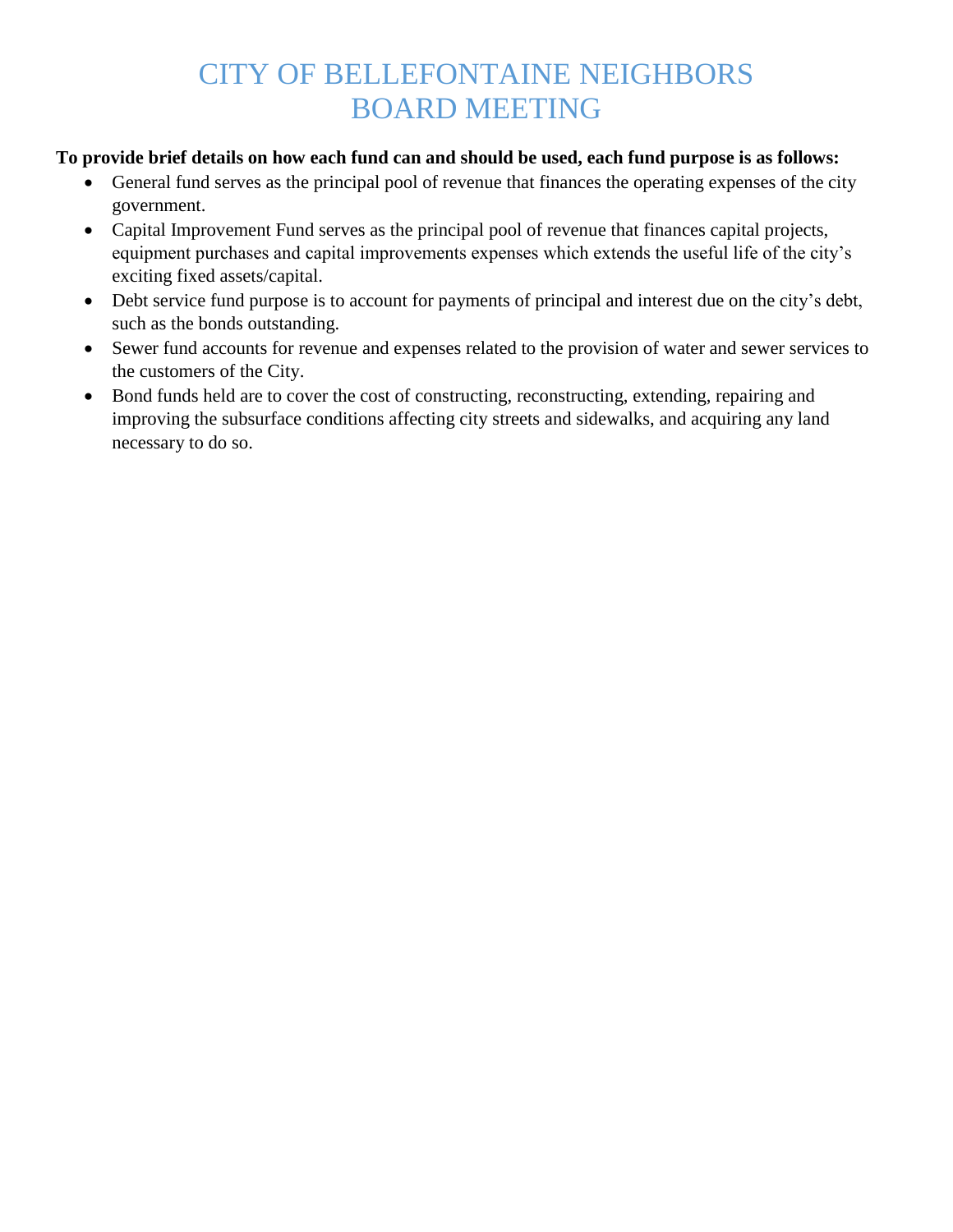# CITY OF BELLEFONTAINE NEIGHBORS
# BOARD MEETING

**To provide brief details on how each fund can and should be used, each fund purpose is as follows:**

- General fund serves as the principal pool of revenue that finances the operating expenses of the city government.
- Capital Improvement Fund serves as the principal pool of revenue that finances capital projects, equipment purchases and capital improvements expenses which extends the useful life of the city's exciting fixed assets/capital.
- Debt service fund purpose is to account for payments of principal and interest due on the city's debt, such as the bonds outstanding.
- Sewer fund accounts for revenue and expenses related to the provision of water and sewer services to the customers of the City.
- Bond funds held are to cover the cost of constructing, reconstructing, extending, repairing and improving the subsurface conditions affecting city streets and sidewalks, and acquiring any land necessary to do so.